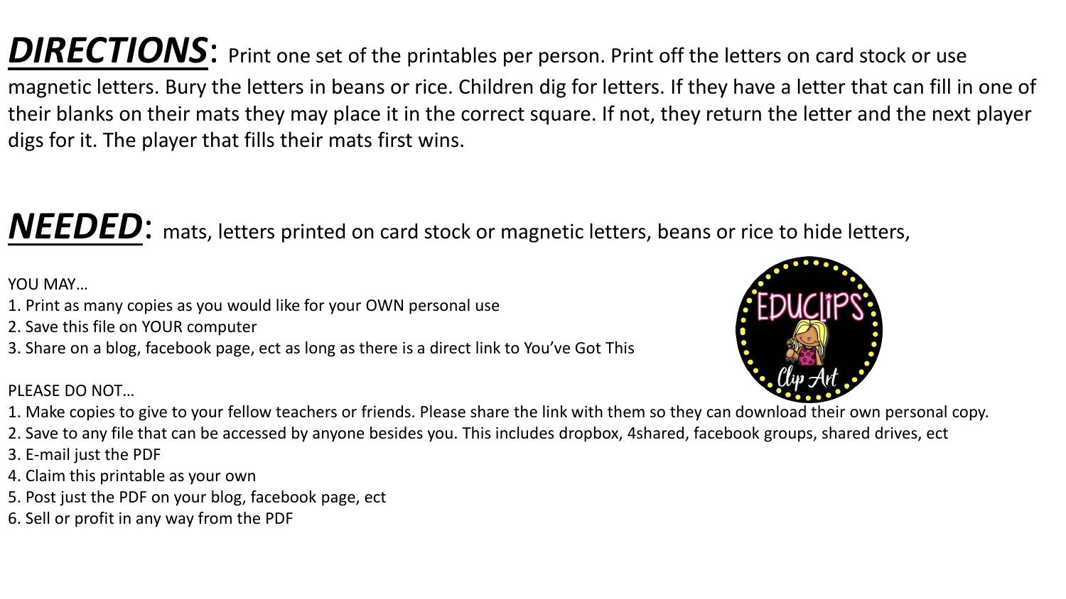***DIRECTIONS***: Print one set of the printables per person. Print off the letters on card stock or use magnetic letters. Bury the letters in beans or rice. Children dig for letters. If they have a letter that can fill in one of their blanks on their mats they may place it in the correct square. If not, they return the letter and the next player digs for it. The player that fills their mats first wins.

***NEEDED***: mats, letters printed on card stock or magnetic letters, beans or rice to hide letters,

YOU MAY…

1. Print as many copies as you would like for your OWN personal use
2. Save this file on YOUR computer
3. Share on a blog, facebook page, ect as long as there is a direct link to You've Got This

PLEASE DO NOT…

1. Make copies to give to your fellow teachers or friends. Please share the link with them so they can download their own personal copy.
2. Save to any file that can be accessed by anyone besides you. This includes dropbox, 4shared, facebook groups, shared drives, ect
3. E-mail just the PDF
4. Claim this printable as your own
5. Post just the PDF on your blog, facebook page, ect
6. Sell or profit in any way from the PDF

EDUCLIPS Clip Art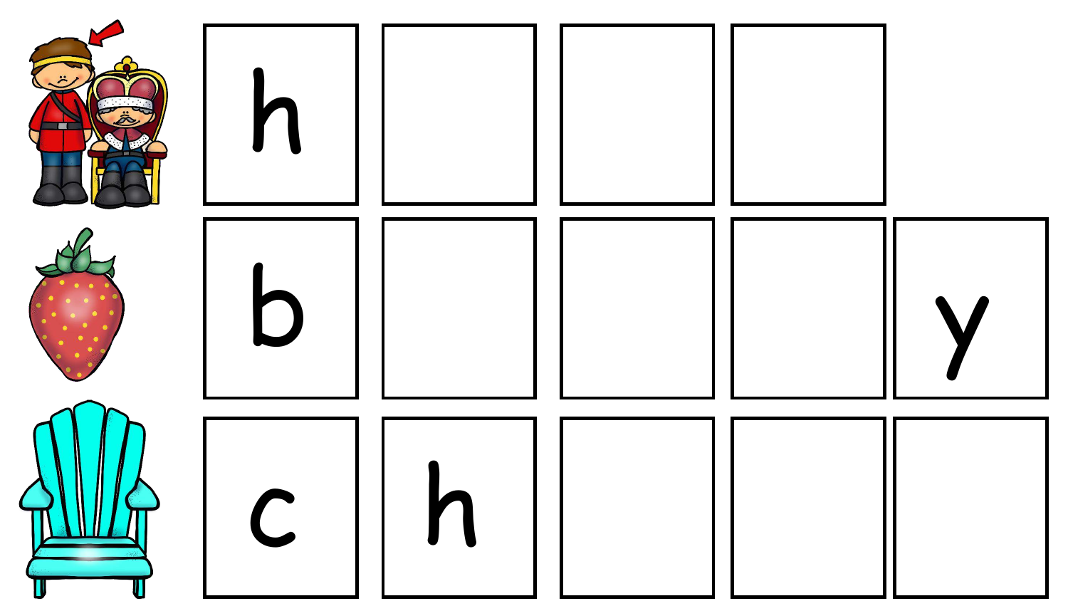| | | | | |
|---|---|---|---|---|
| h | | | | |
| b | | | | y |
| c | h | | | |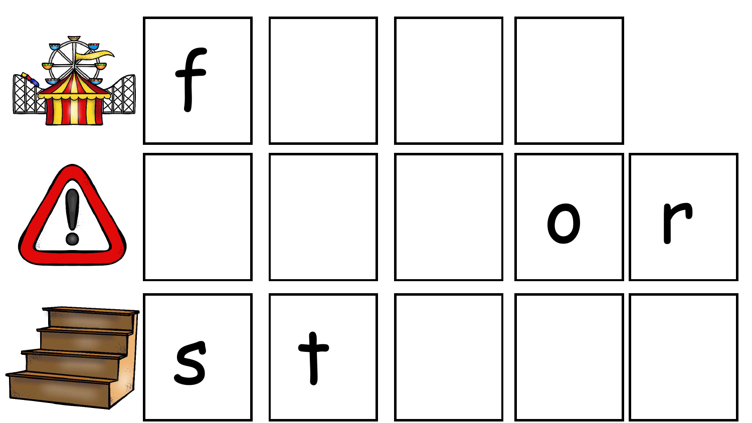| | | | | |
|---|---|---|---|---|
| f | | | | |
| | | | o | r |
| s | t | | | |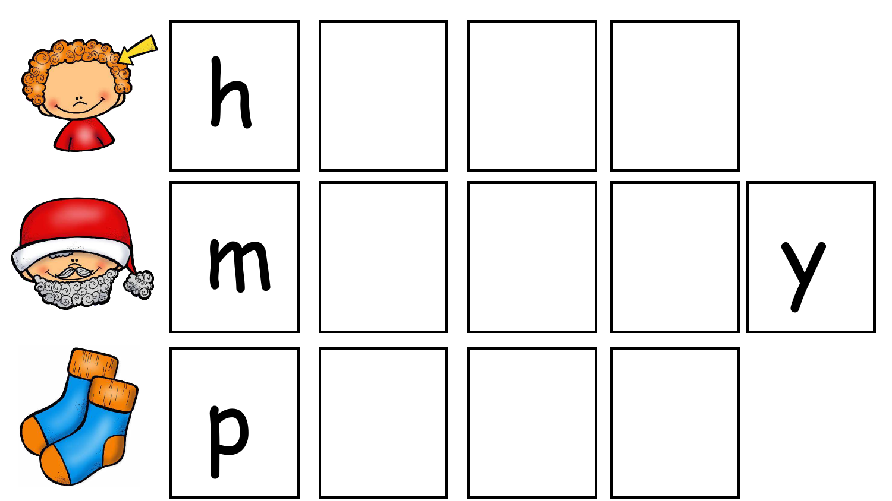| | | | | |
|---|---|---|---|---|
| h | | | | |
| m | | | | y |
| p | | | | |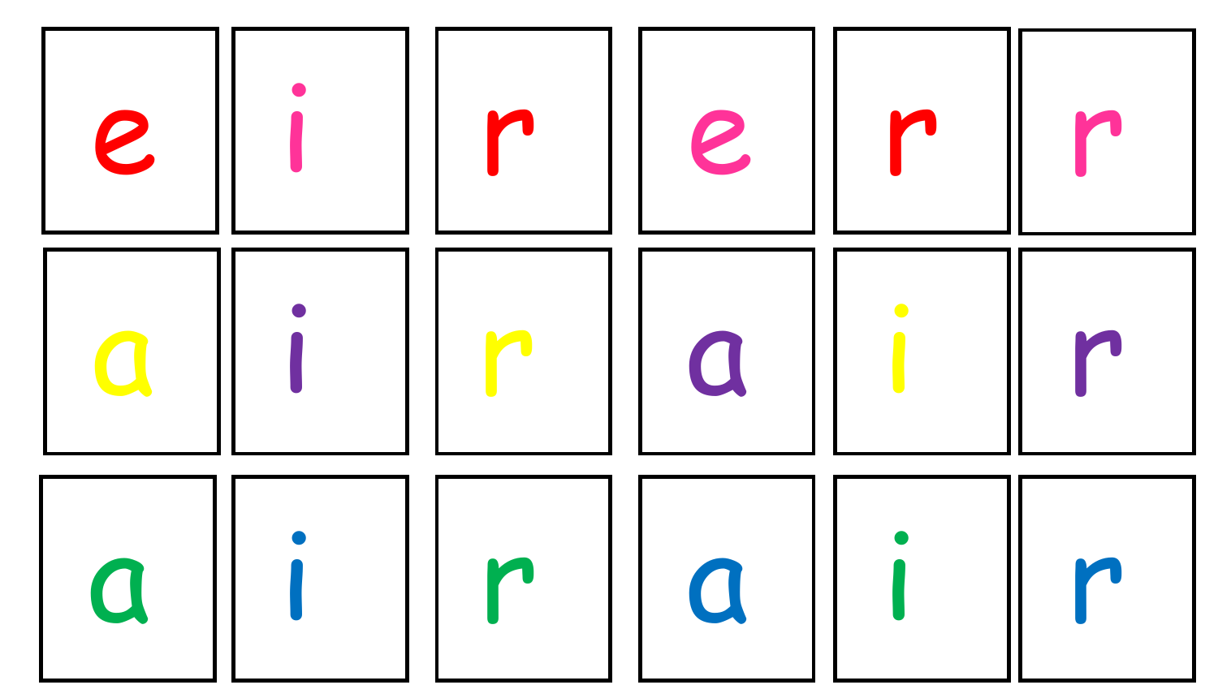| | | | | | |
|---|---|---|---|---|---|
| e | i | r | e | r | r |
| a | i | r | a | i | r |
| a | i | r | a | i | r |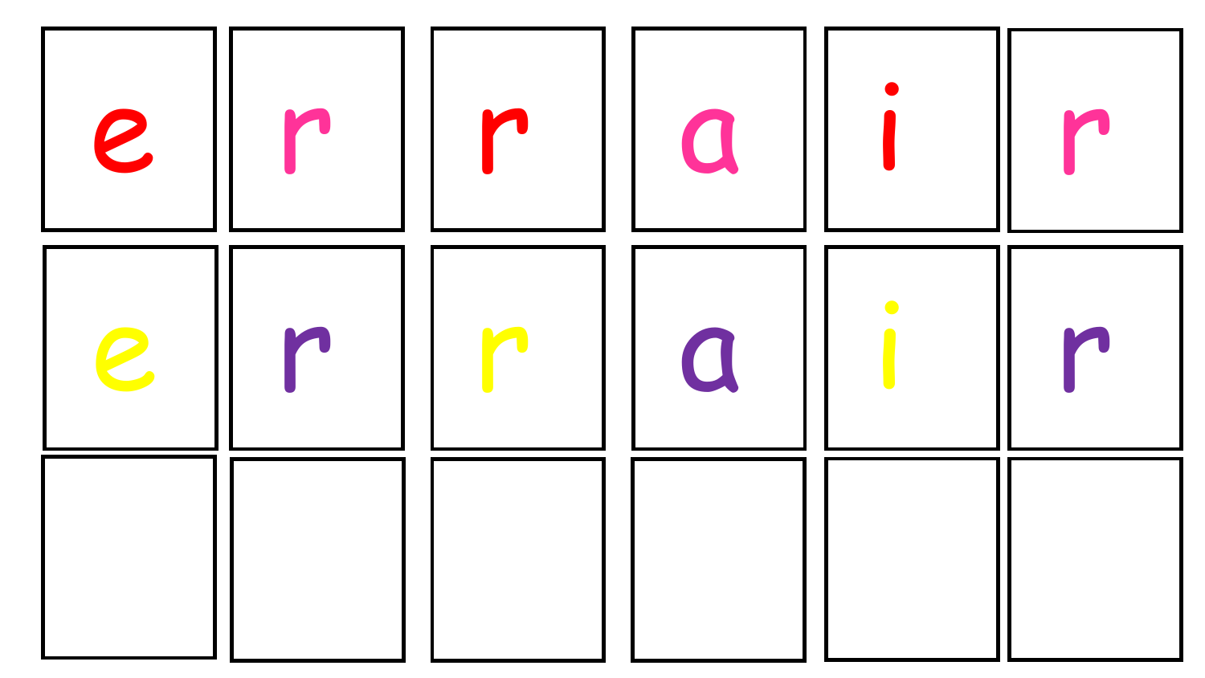| | | | | | |
|---|---|---|---|---|---|
| e | r | r | a | i | r |
| e | r | r | a | i | r |
| | | | | | |